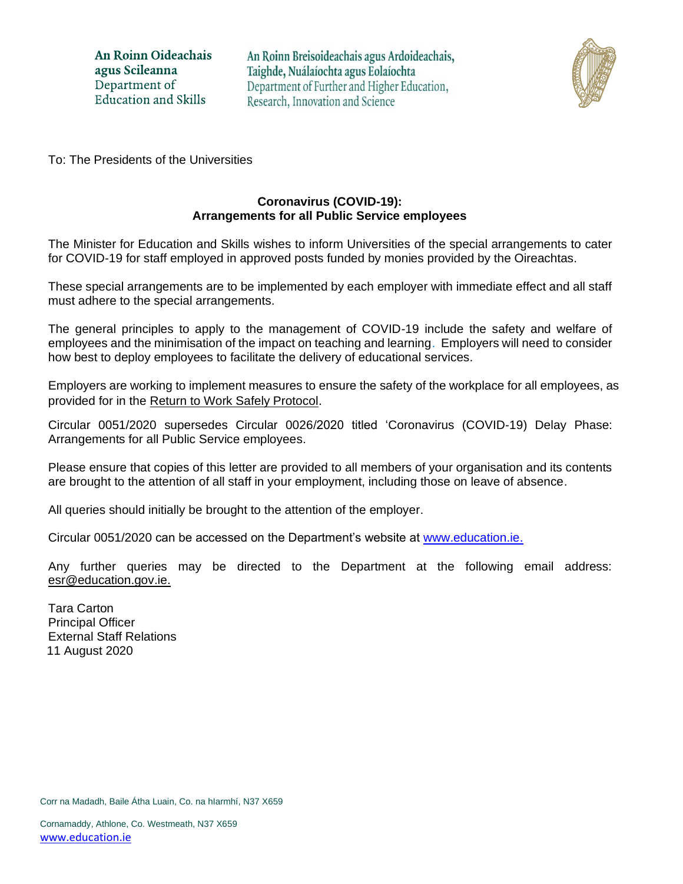An Roinn Oideachais agus Scileanna
Department of Education and Skills

An Roinn Breisoideachais agus Ardoideachais, Taighde, Nuálaíochta agus Eolaíochta
Department of Further and Higher Education, Research, Innovation and Science

To: The Presidents of the Universities

**Coronavirus (COVID-19):**
**Arrangements for all Public Service employees**

The Minister for Education and Skills wishes to inform Universities of the special arrangements to cater for COVID-19 for staff employed in approved posts funded by monies provided by the Oireachtas.

These special arrangements are to be implemented by each employer with immediate effect and all staff must adhere to the special arrangements.

The general principles to apply to the management of COVID-19 include the safety and welfare of employees and the minimisation of the impact on teaching and learning. Employers will need to consider how best to deploy employees to facilitate the delivery of educational services.

Employers are working to implement measures to ensure the safety of the workplace for all employees, as provided for in the Return to Work Safely Protocol.

Circular 0051/2020 supersedes Circular 0026/2020 titled 'Coronavirus (COVID-19) Delay Phase: Arrangements for all Public Service employees.

Please ensure that copies of this letter are provided to all members of your organisation and its contents are brought to the attention of all staff in your employment, including those on leave of absence.

All queries should initially be brought to the attention of the employer.

Circular 0051/2020 can be accessed on the Department's website at www.education.ie.

Any further queries may be directed to the Department at the following email address: esr@education.gov.ie.

Tara Carton
Principal Officer
External Staff Relations
11 August 2020

Corr na Madadh, Baile Átha Luain, Co. na hIarmhí, N37 X659

Cornamaddy, Athlone, Co. Westmeath, N37 X659
www.education.ie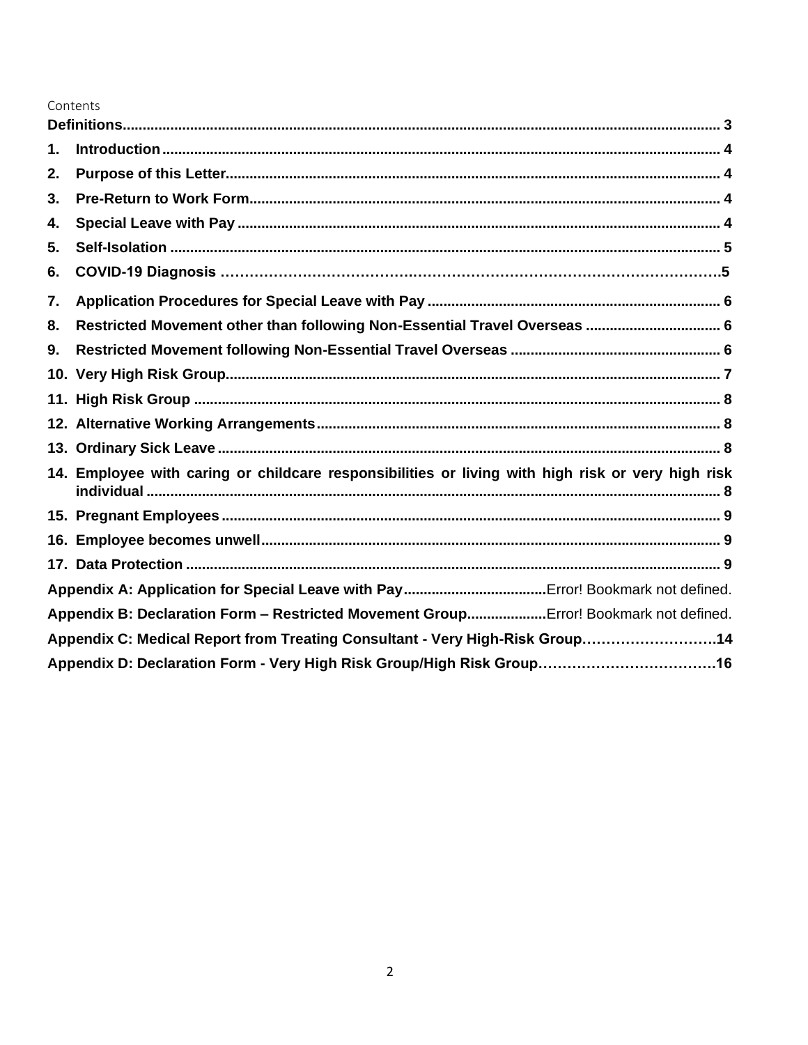Contents

**Definitions** ........................................................................................ 3

1. **Introduction** ........................................................................................ 4
2. **Purpose of this Letter** ........................................................................ 4
3. **Pre-Return to Work Form** .................................................................... 4
4. **Special Leave with Pay** ...................................................................... 4
5. **Self-Isolation** ...................................................................................... 5
6. **COVID-19 Diagnosis** ........................................................................... 5
7. **Application Procedures for Special Leave with Pay** ............................. 6
8. **Restricted Movement other than following Non-Essential Travel Overseas** ..... 6
9. **Restricted Movement following Non-Essential Travel Overseas** ............... 6
10. **Very High Risk Group** ......................................................................... 7
11. **High Risk Group** ................................................................................. 8
12. **Alternative Working Arrangements** ..................................................... 8
13. **Ordinary Sick Leave** ........................................................................... 8
14. **Employee with caring or childcare responsibilities or living with high risk or very high risk individual** ........................................................................ 8
15. **Pregnant Employees** ........................................................................... 9
16. **Employee becomes unwell** ................................................................... 9
17. **Data Protection** .................................................................................. 9

**Appendix A: Application for Special Leave with Pay** .................... Error! Bookmark not defined.

**Appendix B: Declaration Form – Restricted Movement Group** .................... Error! Bookmark not defined.

**Appendix C: Medical Report from Treating Consultant - Very High-Risk Group** ........................ 14

**Appendix D: Declaration Form - Very High Risk Group/High Risk Group** ........................ 16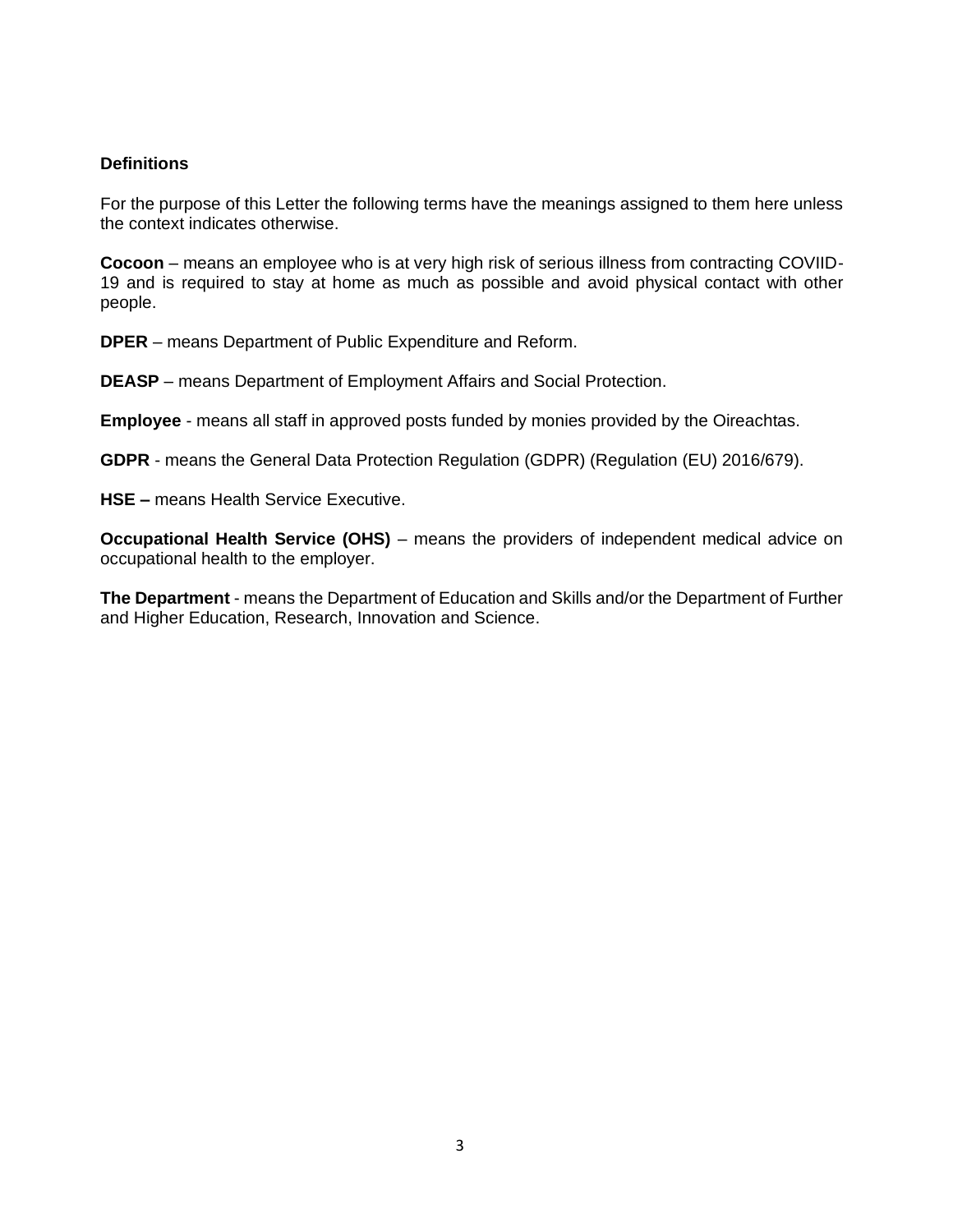## Definitions

For the purpose of this Letter the following terms have the meanings assigned to them here unless the context indicates otherwise.

**Cocoon** – means an employee who is at very high risk of serious illness from contracting COVIID-19 and is required to stay at home as much as possible and avoid physical contact with other people.

**DPER** – means Department of Public Expenditure and Reform.

**DEASP** – means Department of Employment Affairs and Social Protection.

**Employee** - means all staff in approved posts funded by monies provided by the Oireachtas.

**GDPR** - means the General Data Protection Regulation (GDPR) (Regulation (EU) 2016/679).

**HSE –** means Health Service Executive.

**Occupational Health Service (OHS)** – means the providers of independent medical advice on occupational health to the employer.

**The Department** - means the Department of Education and Skills and/or the Department of Further and Higher Education, Research, Innovation and Science.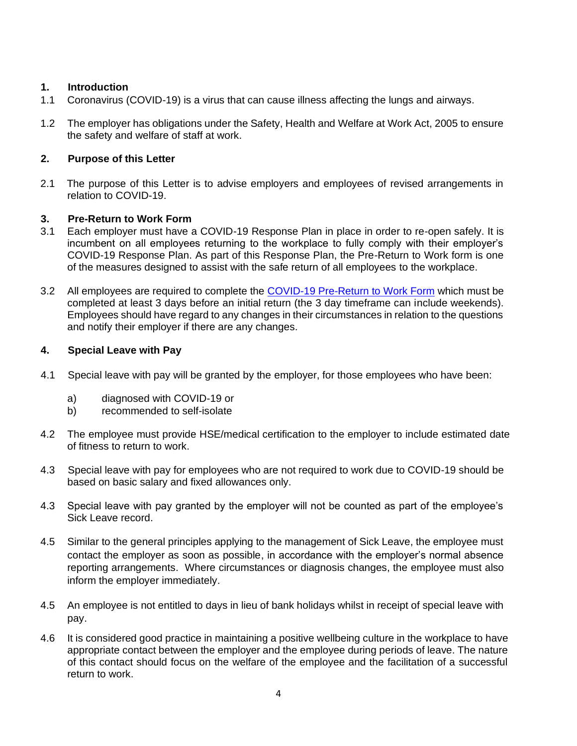## 1. Introduction

1.1 Coronavirus (COVID-19) is a virus that can cause illness affecting the lungs and airways.

1.2 The employer has obligations under the Safety, Health and Welfare at Work Act, 2005 to ensure the safety and welfare of staff at work.

## 2. Purpose of this Letter

2.1 The purpose of this Letter is to advise employers and employees of revised arrangements in relation to COVID-19.

## 3. Pre-Return to Work Form

3.1 Each employer must have a COVID-19 Response Plan in place in order to re-open safely. It is incumbent on all employees returning to the workplace to fully comply with their employer's COVID-19 Response Plan. As part of this Response Plan, the Pre-Return to Work form is one of the measures designed to assist with the safe return of all employees to the workplace.

3.2 All employees are required to complete the COVID-19 Pre-Return to Work Form which must be completed at least 3 days before an initial return (the 3 day timeframe can include weekends). Employees should have regard to any changes in their circumstances in relation to the questions and notify their employer if there are any changes.

## 4. Special Leave with Pay

4.1 Special leave with pay will be granted by the employer, for those employees who have been:

a) diagnosed with COVID-19 or
b) recommended to self-isolate

4.2 The employee must provide HSE/medical certification to the employer to include estimated date of fitness to return to work.

4.3 Special leave with pay for employees who are not required to work due to COVID-19 should be based on basic salary and fixed allowances only.

4.3 Special leave with pay granted by the employer will not be counted as part of the employee's Sick Leave record.

4.5 Similar to the general principles applying to the management of Sick Leave, the employee must contact the employer as soon as possible, in accordance with the employer's normal absence reporting arrangements. Where circumstances or diagnosis changes, the employee must also inform the employer immediately.

4.5 An employee is not entitled to days in lieu of bank holidays whilst in receipt of special leave with pay.

4.6 It is considered good practice in maintaining a positive wellbeing culture in the workplace to have appropriate contact between the employer and the employee during periods of leave. The nature of this contact should focus on the welfare of the employee and the facilitation of a successful return to work.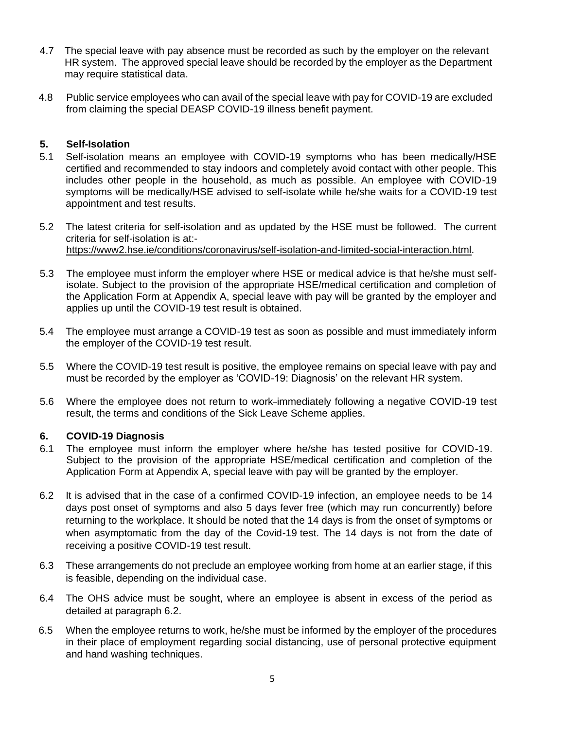4.7 The special leave with pay absence must be recorded as such by the employer on the relevant HR system. The approved special leave should be recorded by the employer as the Department may require statistical data.

4.8 Public service employees who can avail of the special leave with pay for COVID-19 are excluded from claiming the special DEASP COVID-19 illness benefit payment.

## 5. Self-Isolation

5.1 Self-isolation means an employee with COVID-19 symptoms who has been medically/HSE certified and recommended to stay indoors and completely avoid contact with other people. This includes other people in the household, as much as possible. An employee with COVID-19 symptoms will be medically/HSE advised to self-isolate while he/she waits for a COVID-19 test appointment and test results.

5.2 The latest criteria for self-isolation and as updated by the HSE must be followed. The current criteria for self-isolation is at:- https://www2.hse.ie/conditions/coronavirus/self-isolation-and-limited-social-interaction.html.

5.3 The employee must inform the employer where HSE or medical advice is that he/she must self-isolate. Subject to the provision of the appropriate HSE/medical certification and completion of the Application Form at Appendix A, special leave with pay will be granted by the employer and applies up until the COVID-19 test result is obtained.

5.4 The employee must arrange a COVID-19 test as soon as possible and must immediately inform the employer of the COVID-19 test result.

5.5 Where the COVID-19 test result is positive, the employee remains on special leave with pay and must be recorded by the employer as 'COVID-19: Diagnosis' on the relevant HR system.

5.6 Where the employee does not return to work immediately following a negative COVID-19 test result, the terms and conditions of the Sick Leave Scheme applies.

## 6. COVID-19 Diagnosis

6.1 The employee must inform the employer where he/she has tested positive for COVID-19. Subject to the provision of the appropriate HSE/medical certification and completion of the Application Form at Appendix A, special leave with pay will be granted by the employer.

6.2 It is advised that in the case of a confirmed COVID-19 infection, an employee needs to be 14 days post onset of symptoms and also 5 days fever free (which may run concurrently) before returning to the workplace. It should be noted that the 14 days is from the onset of symptoms or when asymptomatic from the day of the Covid-19 test. The 14 days is not from the date of receiving a positive COVID-19 test result.

6.3 These arrangements do not preclude an employee working from home at an earlier stage, if this is feasible, depending on the individual case.

6.4 The OHS advice must be sought, where an employee is absent in excess of the period as detailed at paragraph 6.2.

6.5 When the employee returns to work, he/she must be informed by the employer of the procedures in their place of employment regarding social distancing, use of personal protective equipment and hand washing techniques.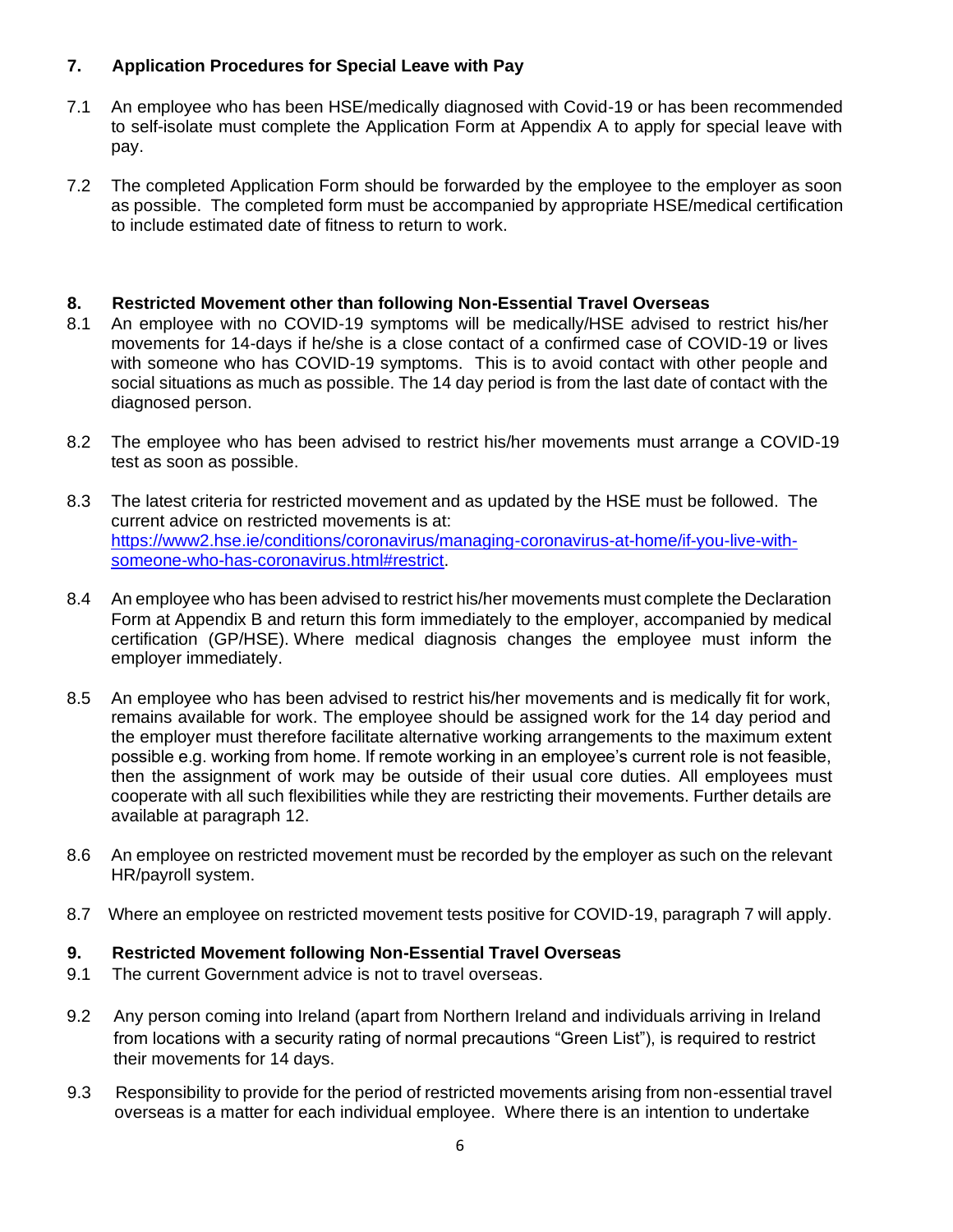## 7. Application Procedures for Special Leave with Pay

7.1 An employee who has been HSE/medically diagnosed with Covid-19 or has been recommended to self-isolate must complete the Application Form at Appendix A to apply for special leave with pay.

7.2 The completed Application Form should be forwarded by the employee to the employer as soon as possible. The completed form must be accompanied by appropriate HSE/medical certification to include estimated date of fitness to return to work.

## 8. Restricted Movement other than following Non-Essential Travel Overseas

8.1 An employee with no COVID-19 symptoms will be medically/HSE advised to restrict his/her movements for 14-days if he/she is a close contact of a confirmed case of COVID-19 or lives with someone who has COVID-19 symptoms. This is to avoid contact with other people and social situations as much as possible. The 14 day period is from the last date of contact with the diagnosed person.

8.2 The employee who has been advised to restrict his/her movements must arrange a COVID-19 test as soon as possible.

8.3 The latest criteria for restricted movement and as updated by the HSE must be followed. The current advice on restricted movements is at: [https://www2.hse.ie/conditions/coronavirus/managing-coronavirus-at-home/if-you-live-with-someone-who-has-coronavirus.html#restrict](https://www2.hse.ie/conditions/coronavirus/managing-coronavirus-at-home/if-you-live-with-someone-who-has-coronavirus.html#restrict).

8.4 An employee who has been advised to restrict his/her movements must complete the Declaration Form at Appendix B and return this form immediately to the employer, accompanied by medical certification (GP/HSE). Where medical diagnosis changes the employee must inform the employer immediately.

8.5 An employee who has been advised to restrict his/her movements and is medically fit for work, remains available for work. The employee should be assigned work for the 14 day period and the employer must therefore facilitate alternative working arrangements to the maximum extent possible e.g. working from home. If remote working in an employee's current role is not feasible, then the assignment of work may be outside of their usual core duties. All employees must cooperate with all such flexibilities while they are restricting their movements. Further details are available at paragraph 12.

8.6 An employee on restricted movement must be recorded by the employer as such on the relevant HR/payroll system.

8.7 Where an employee on restricted movement tests positive for COVID-19, paragraph 7 will apply.

## 9. Restricted Movement following Non-Essential Travel Overseas

9.1 The current Government advice is not to travel overseas.

9.2 Any person coming into Ireland (apart from Northern Ireland and individuals arriving in Ireland from locations with a security rating of normal precautions "Green List"), is required to restrict their movements for 14 days.

9.3 Responsibility to provide for the period of restricted movements arising from non-essential travel overseas is a matter for each individual employee. Where there is an intention to undertake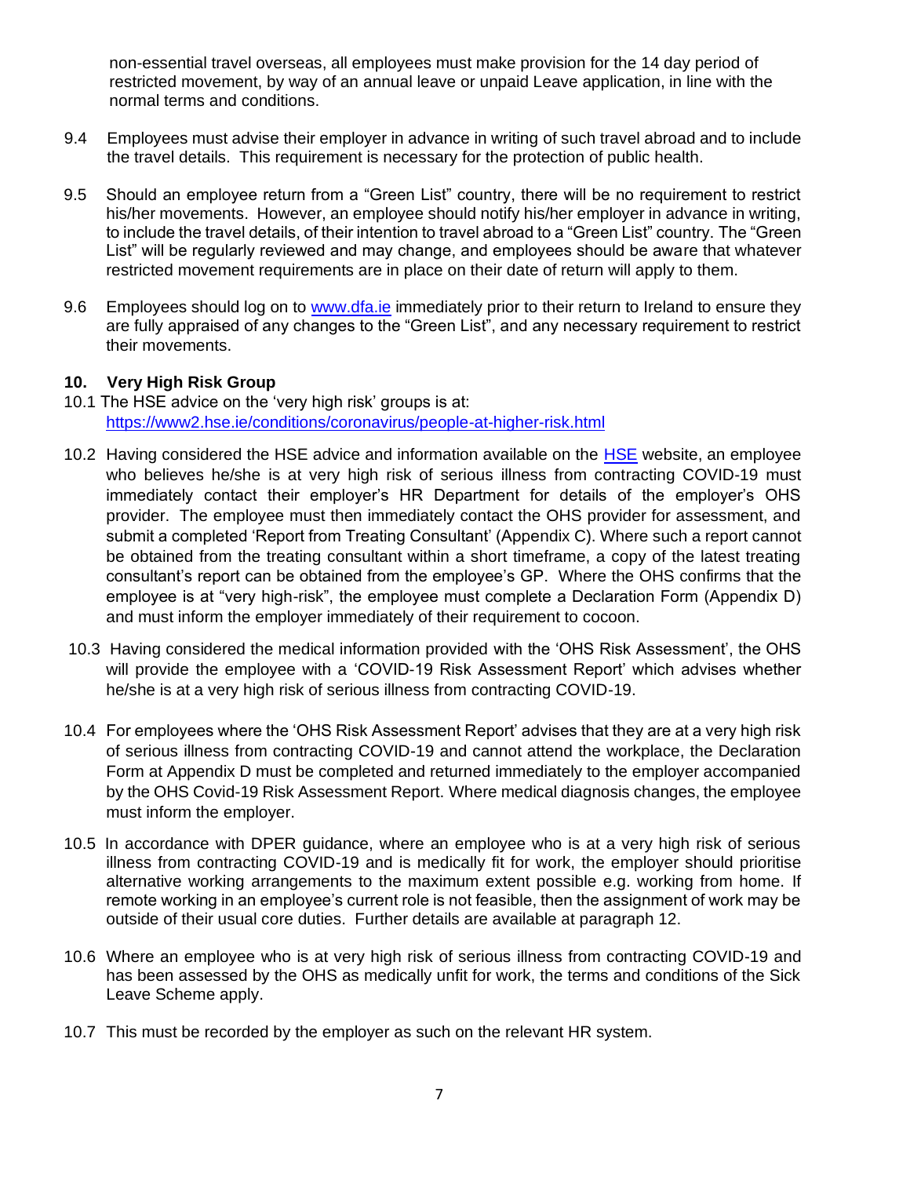non-essential travel overseas, all employees must make provision for the 14 day period of restricted movement, by way of an annual leave or unpaid Leave application, in line with the normal terms and conditions.

9.4 Employees must advise their employer in advance in writing of such travel abroad and to include the travel details. This requirement is necessary for the protection of public health.

9.5 Should an employee return from a "Green List" country, there will be no requirement to restrict his/her movements. However, an employee should notify his/her employer in advance in writing, to include the travel details, of their intention to travel abroad to a "Green List" country. The "Green List" will be regularly reviewed and may change, and employees should be aware that whatever restricted movement requirements are in place on their date of return will apply to them.

9.6 Employees should log on to [www.dfa.ie](http://www.dfa.ie) immediately prior to their return to Ireland to ensure they are fully appraised of any changes to the "Green List", and any necessary requirement to restrict their movements.

## 10. Very High Risk Group

10.1 The HSE advice on the 'very high risk' groups is at: [https://www2.hse.ie/conditions/coronavirus/people-at-higher-risk.html](https://www2.hse.ie/conditions/coronavirus/people-at-higher-risk.html)

10.2 Having considered the HSE advice and information available on the HSE website, an employee who believes he/she is at very high risk of serious illness from contracting COVID-19 must immediately contact their employer's HR Department for details of the employer's OHS provider. The employee must then immediately contact the OHS provider for assessment, and submit a completed 'Report from Treating Consultant' (Appendix C). Where such a report cannot be obtained from the treating consultant within a short timeframe, a copy of the latest treating consultant's report can be obtained from the employee's GP. Where the OHS confirms that the employee is at "very high-risk", the employee must complete a Declaration Form (Appendix D) and must inform the employer immediately of their requirement to cocoon.

10.3 Having considered the medical information provided with the 'OHS Risk Assessment', the OHS will provide the employee with a 'COVID-19 Risk Assessment Report' which advises whether he/she is at a very high risk of serious illness from contracting COVID-19.

10.4 For employees where the 'OHS Risk Assessment Report' advises that they are at a very high risk of serious illness from contracting COVID-19 and cannot attend the workplace, the Declaration Form at Appendix D must be completed and returned immediately to the employer accompanied by the OHS Covid-19 Risk Assessment Report. Where medical diagnosis changes, the employee must inform the employer.

10.5 In accordance with DPER guidance, where an employee who is at a very high risk of serious illness from contracting COVID-19 and is medically fit for work, the employer should prioritise alternative working arrangements to the maximum extent possible e.g. working from home. If remote working in an employee's current role is not feasible, then the assignment of work may be outside of their usual core duties. Further details are available at paragraph 12.

10.6 Where an employee who is at very high risk of serious illness from contracting COVID-19 and has been assessed by the OHS as medically unfit for work, the terms and conditions of the Sick Leave Scheme apply.

10.7 This must be recorded by the employer as such on the relevant HR system.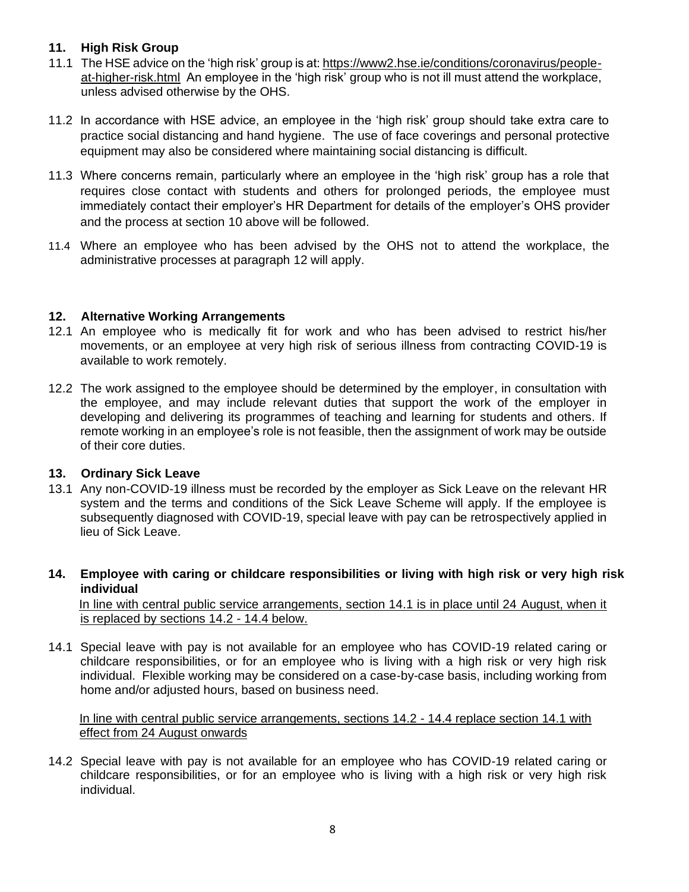## 11. High Risk Group

11.1 The HSE advice on the 'high risk' group is at: https://www2.hse.ie/conditions/coronavirus/people-at-higher-risk.html An employee in the 'high risk' group who is not ill must attend the workplace, unless advised otherwise by the OHS.

11.2 In accordance with HSE advice, an employee in the 'high risk' group should take extra care to practice social distancing and hand hygiene. The use of face coverings and personal protective equipment may also be considered where maintaining social distancing is difficult.

11.3 Where concerns remain, particularly where an employee in the 'high risk' group has a role that requires close contact with students and others for prolonged periods, the employee must immediately contact their employer's HR Department for details of the employer's OHS provider and the process at section 10 above will be followed.

11.4 Where an employee who has been advised by the OHS not to attend the workplace, the administrative processes at paragraph 12 will apply.

## 12. Alternative Working Arrangements

12.1 An employee who is medically fit for work and who has been advised to restrict his/her movements, or an employee at very high risk of serious illness from contracting COVID-19 is available to work remotely.

12.2 The work assigned to the employee should be determined by the employer, in consultation with the employee, and may include relevant duties that support the work of the employer in developing and delivering its programmes of teaching and learning for students and others. If remote working in an employee's role is not feasible, then the assignment of work may be outside of their core duties.

## 13. Ordinary Sick Leave

13.1 Any non-COVID-19 illness must be recorded by the employer as Sick Leave on the relevant HR system and the terms and conditions of the Sick Leave Scheme will apply. If the employee is subsequently diagnosed with COVID-19, special leave with pay can be retrospectively applied in lieu of Sick Leave.

## 14. Employee with caring or childcare responsibilities or living with high risk or very high risk individual

In line with central public service arrangements, section 14.1 is in place until 24 August, when it is replaced by sections 14.2 - 14.4 below.

14.1 Special leave with pay is not available for an employee who has COVID-19 related caring or childcare responsibilities, or for an employee who is living with a high risk or very high risk individual. Flexible working may be considered on a case-by-case basis, including working from home and/or adjusted hours, based on business need.

In line with central public service arrangements, sections 14.2 - 14.4 replace section 14.1 with effect from 24 August onwards

14.2 Special leave with pay is not available for an employee who has COVID-19 related caring or childcare responsibilities, or for an employee who is living with a high risk or very high risk individual.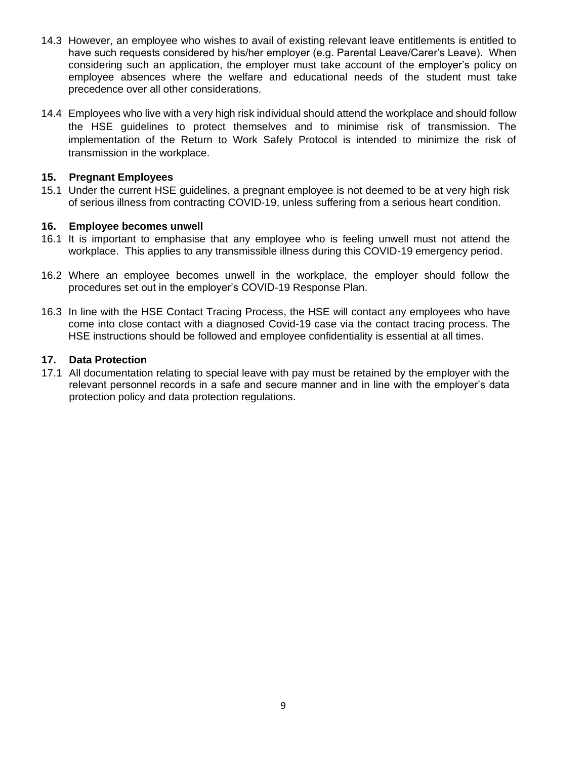14.3 However, an employee who wishes to avail of existing relevant leave entitlements is entitled to have such requests considered by his/her employer (e.g. Parental Leave/Carer's Leave). When considering such an application, the employer must take account of the employer's policy on employee absences where the welfare and educational needs of the student must take precedence over all other considerations.

14.4 Employees who live with a very high risk individual should attend the workplace and should follow the HSE guidelines to protect themselves and to minimise risk of transmission. The implementation of the Return to Work Safely Protocol is intended to minimize the risk of transmission in the workplace.

## 15. Pregnant Employees

15.1 Under the current HSE guidelines, a pregnant employee is not deemed to be at very high risk of serious illness from contracting COVID-19, unless suffering from a serious heart condition.

## 16. Employee becomes unwell

16.1 It is important to emphasise that any employee who is feeling unwell must not attend the workplace. This applies to any transmissible illness during this COVID-19 emergency period.

16.2 Where an employee becomes unwell in the workplace, the employer should follow the procedures set out in the employer's COVID-19 Response Plan.

16.3 In line with the HSE Contact Tracing Process, the HSE will contact any employees who have come into close contact with a diagnosed Covid-19 case via the contact tracing process. The HSE instructions should be followed and employee confidentiality is essential at all times.

## 17. Data Protection

17.1 All documentation relating to special leave with pay must be retained by the employer with the relevant personnel records in a safe and secure manner and in line with the employer's data protection policy and data protection regulations.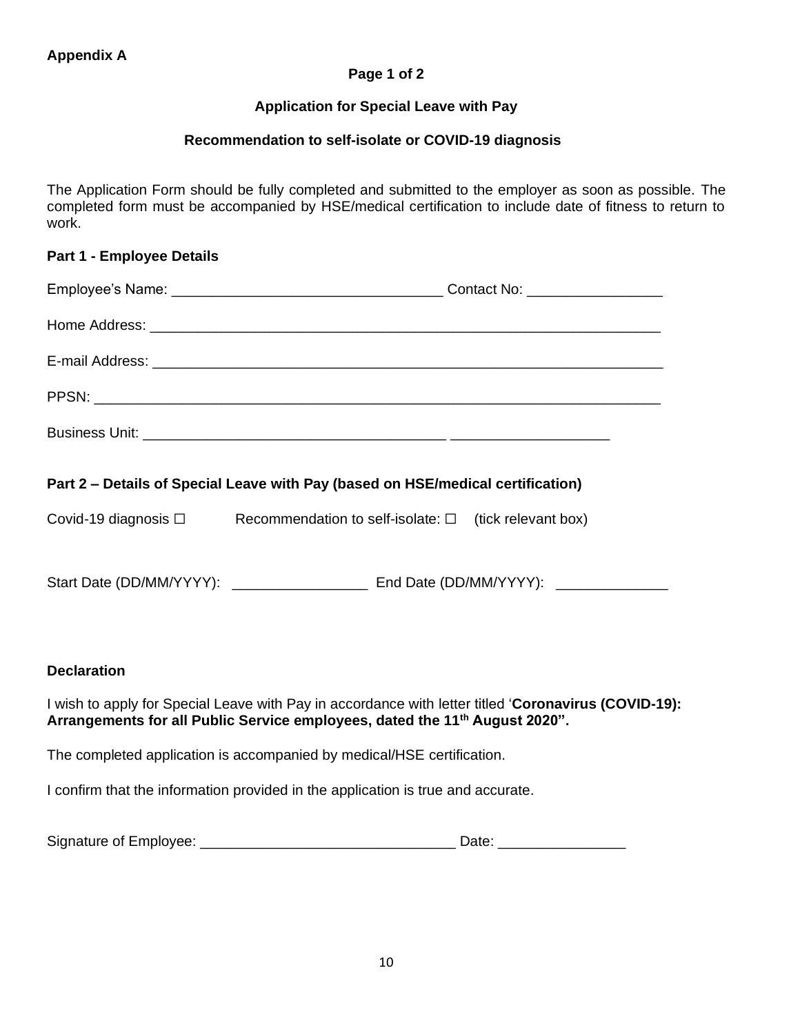**Appendix A**

**Page 1 of 2**

**Application for Special Leave with Pay**

**Recommendation to self-isolate or COVID-19 diagnosis**

The Application Form should be fully completed and submitted to the employer as soon as possible. The completed form must be accompanied by HSE/medical certification to include date of fitness to return to work.

**Part 1 - Employee Details**

Employee's Name: _________________________________ Contact No: ________________

Home Address: _______________________________________________________________

E-mail Address: _______________________________________________________________

PPSN: ______________________________________________________________________

Business Unit: ______________________________________ ____________________

**Part 2 – Details of Special Leave with Pay (based on HSE/medical certification)**

Covid-19 diagnosis ☐ Recommendation to self-isolate: ☐ (tick relevant box)

Start Date (DD/MM/YYYY): ________________ End Date (DD/MM/YYYY): _____________

**Declaration**

I wish to apply for Special Leave with Pay in accordance with letter titled '**Coronavirus (COVID-19): Arrangements for all Public Service employees, dated the 11th August 2020".**

The completed application is accompanied by medical/HSE certification.

I confirm that the information provided in the application is true and accurate.

Signature of Employee: _______________________________ Date: _______________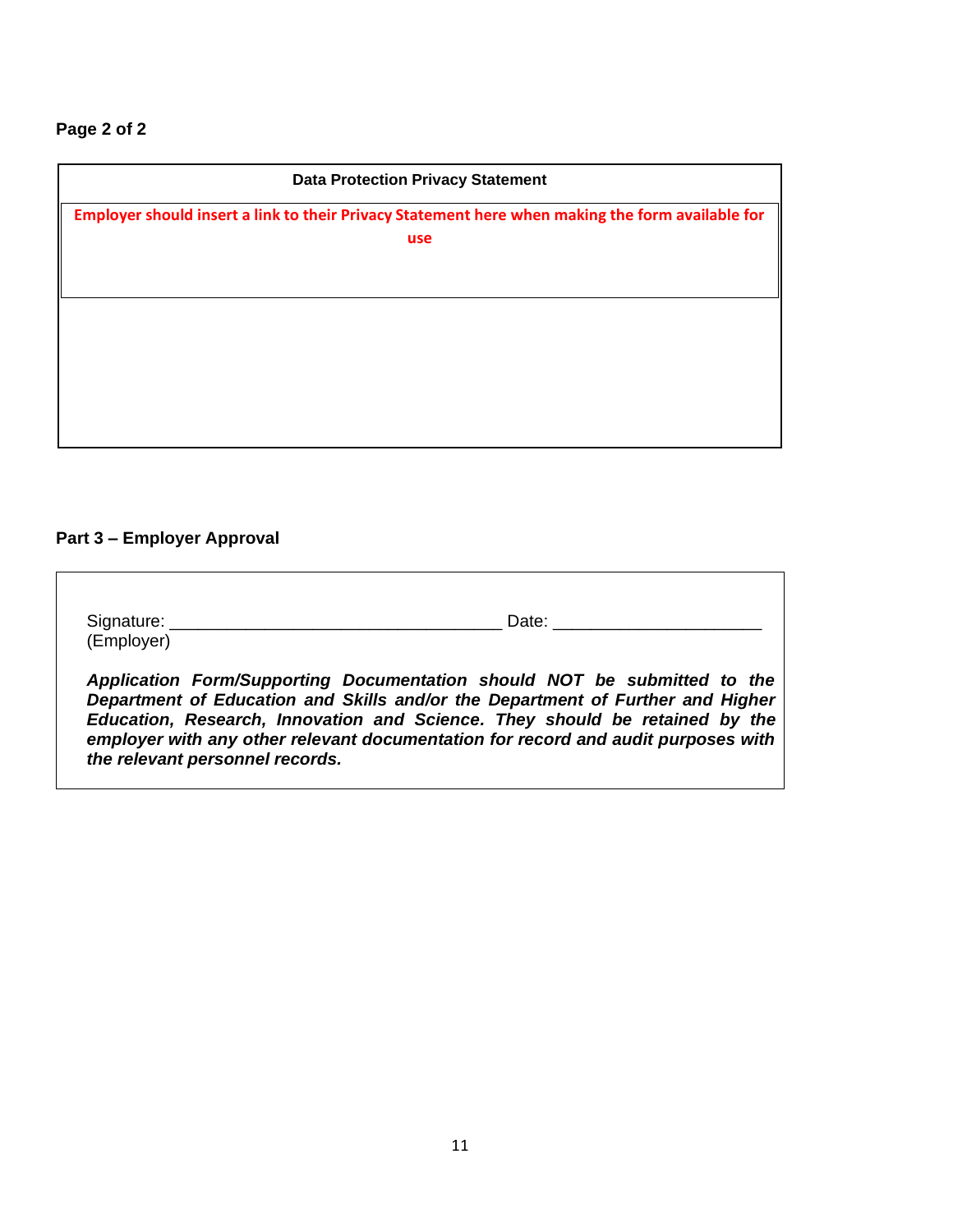**Page 2 of 2**

| Data Protection Privacy Statement |
| --- |
| **Employer should insert a link to their Privacy Statement here when making the form available for use** |

**Part 3 – Employer Approval**

Signature: ___________________________________ Date: _____________________
(Employer)

***Application Form/Supporting Documentation should NOT be submitted to the Department of Education and Skills and/or the Department of Further and Higher Education, Research, Innovation and Science. They should be retained by the employer with any other relevant documentation for record and audit purposes with the relevant personnel records.***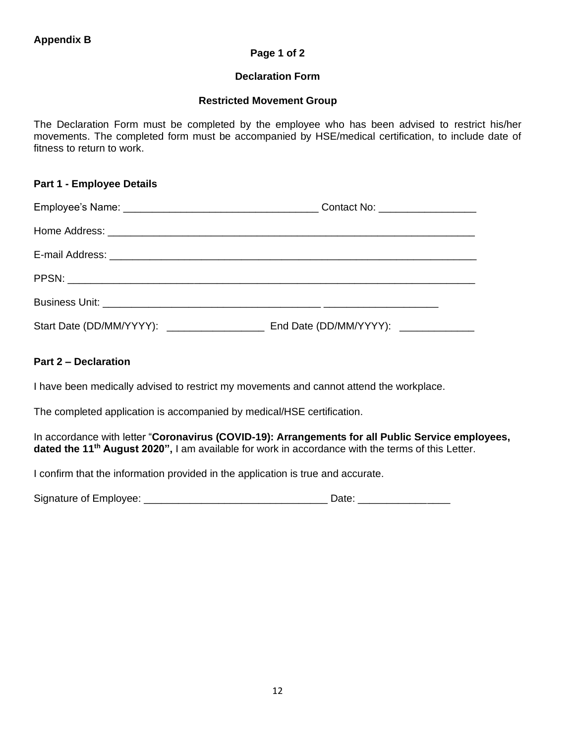**Appendix B**

**Page 1 of 2**

**Declaration Form**

**Restricted Movement Group**

The Declaration Form must be completed by the employee who has been advised to restrict his/her movements. The completed form must be accompanied by HSE/medical certification, to include date of fitness to return to work.

**Part 1 - Employee Details**

Employee's Name: _________________________________ Contact No: ________________

Home Address: _______________________________________________________________

E-mail Address: _______________________________________________________________

PPSN: _____________________________________________________________________

Business Unit: _____________________________________ ___________________

Start Date (DD/MM/YYYY): ________________ End Date (DD/MM/YYYY): ____________

**Part 2 – Declaration**

I have been medically advised to restrict my movements and cannot attend the workplace.

The completed application is accompanied by medical/HSE certification.

In accordance with letter "**Coronavirus (COVID-19): Arrangements for all Public Service employees, dated the 11th August 2020",** I am available for work in accordance with the terms of this Letter.

I confirm that the information provided in the application is true and accurate.

Signature of Employee: _______________________________ Date: _______________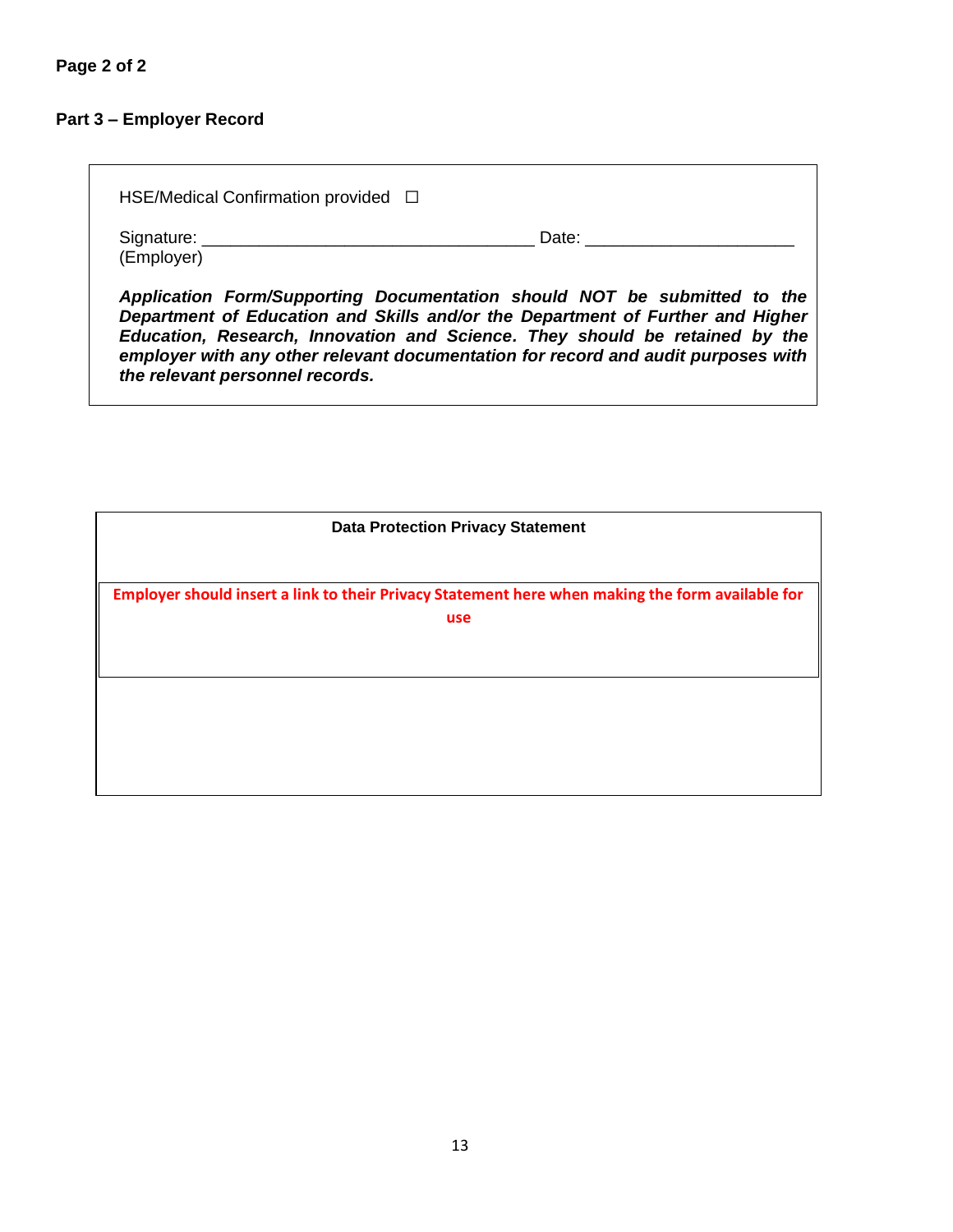**Page 2 of 2**

**Part 3 – Employer Record**

HSE/Medical Confirmation provided ☐

Signature: ___________________________________ Date: ______________________
(Employer)

***Application Form/Supporting Documentation should NOT be submitted to the Department of Education and Skills and/or the Department of Further and Higher Education, Research, Innovation and Science. They should be retained by the employer with any other relevant documentation for record and audit purposes with the relevant personnel records.***

**Data Protection Privacy Statement**

**Employer should insert a link to their Privacy Statement here when making the form available for use**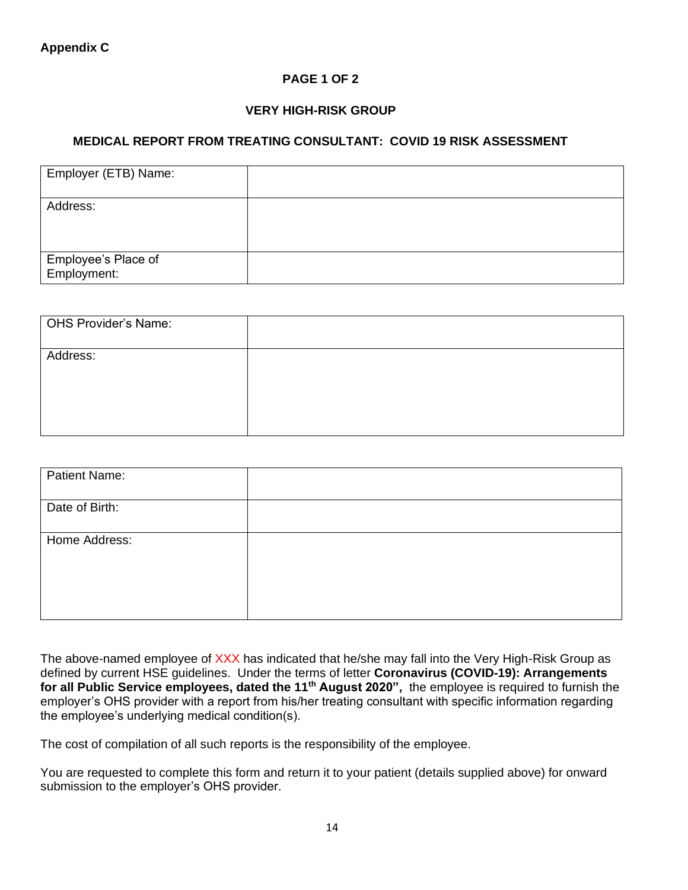**Appendix C**

**PAGE 1 OF 2**

**VERY HIGH-RISK GROUP**

**MEDICAL REPORT FROM TREATING CONSULTANT: COVID 19 RISK ASSESSMENT**

| Employer (ETB) Name: | |
|---|---|
| Address: | |
| Employee's Place of Employment: | |

| OHS Provider's Name: | |
|---|---|
| Address: | |

| Patient Name: | |
|---|---|
| Date of Birth: | |
| Home Address: | |

The above-named employee of XXX has indicated that he/she may fall into the Very High-Risk Group as defined by current HSE guidelines. Under the terms of letter **Coronavirus (COVID-19): Arrangements for all Public Service employees, dated the 11th August 2020",** the employee is required to furnish the employer's OHS provider with a report from his/her treating consultant with specific information regarding the employee's underlying medical condition(s).

The cost of compilation of all such reports is the responsibility of the employee.

You are requested to complete this form and return it to your patient (details supplied above) for onward submission to the employer's OHS provider.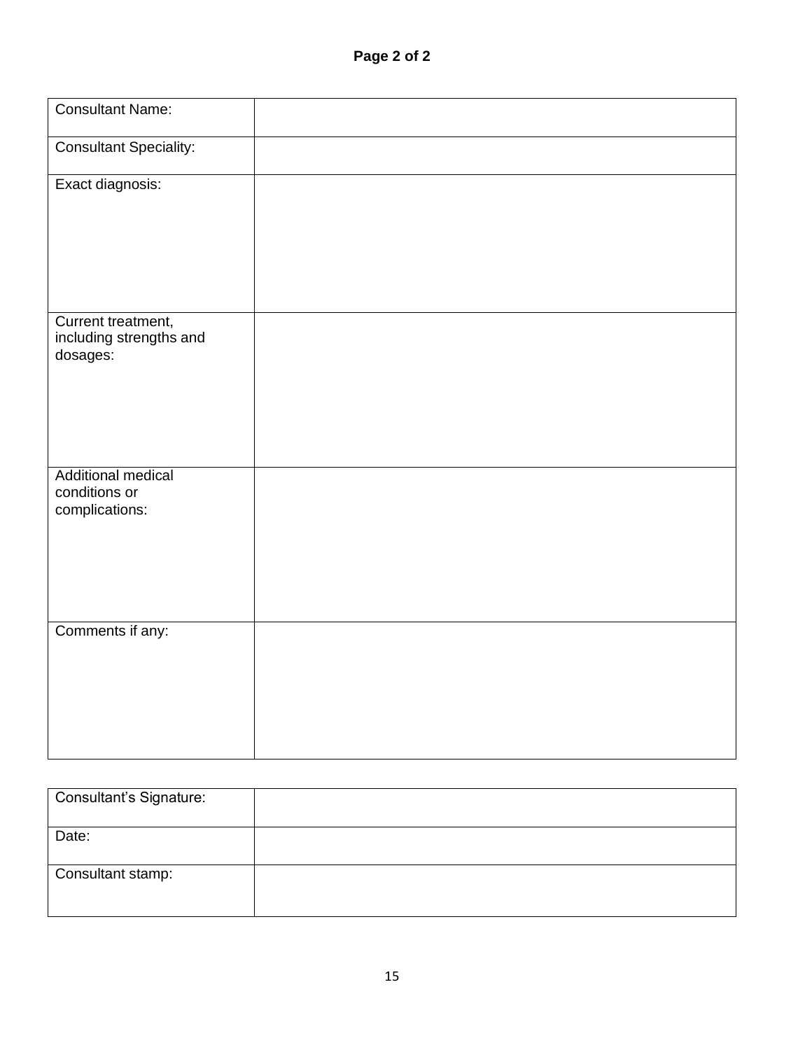| Consultant Name: | |
|---|---|
| Consultant Speciality: | |
| Exact diagnosis: | |
| Current treatment, including strengths and dosages: | |
| Additional medical conditions or complications: | |
| Comments if any: | |

| Consultant's Signature: | |
|---|---|
| Date: | |
| Consultant stamp: | |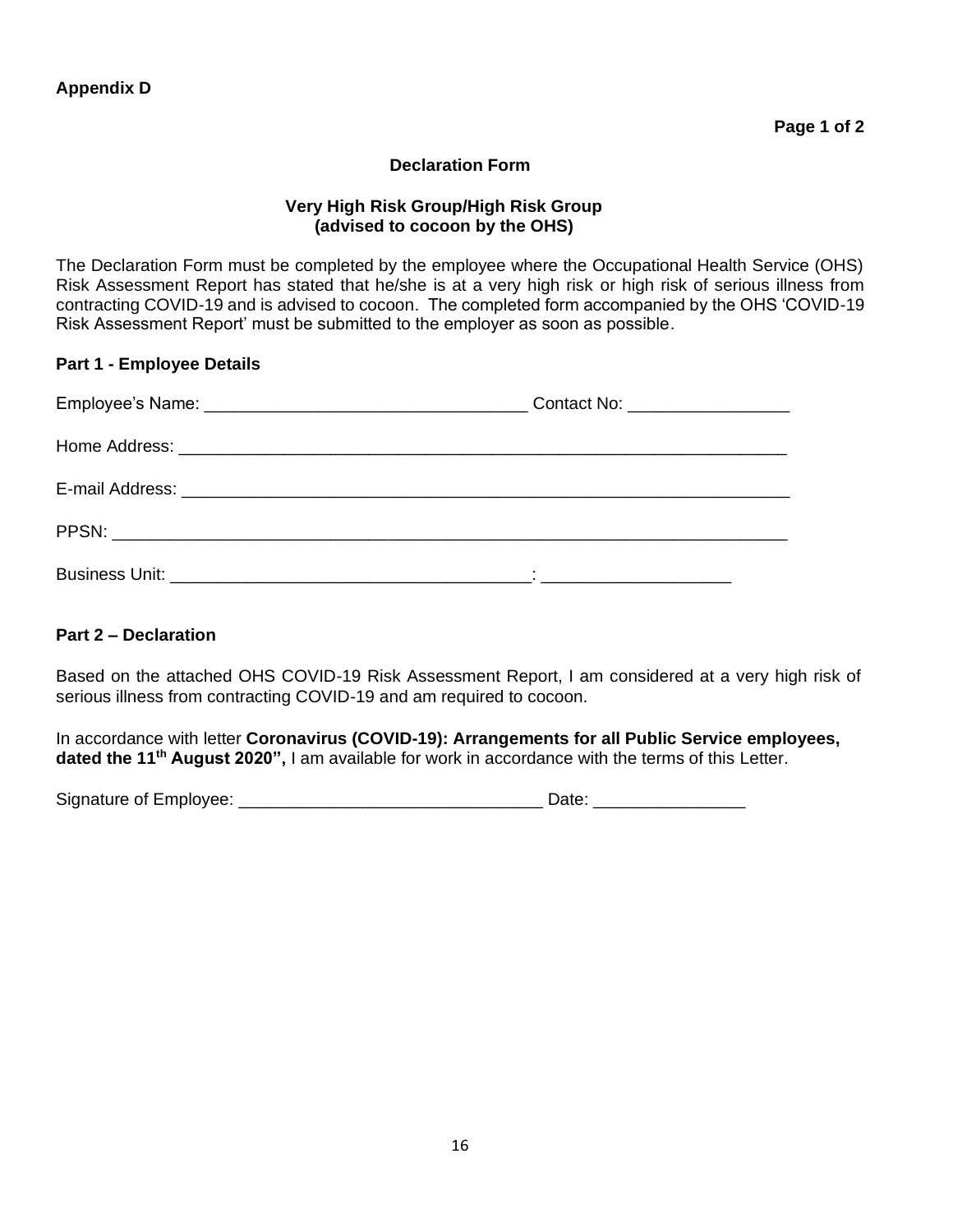**Appendix D**

### Declaration Form

### Very High Risk Group/High Risk Group (advised to cocoon by the OHS)

The Declaration Form must be completed by the employee where the Occupational Health Service (OHS) Risk Assessment Report has stated that he/she is at a very high risk or high risk of serious illness from contracting COVID-19 and is advised to cocoon. The completed form accompanied by the OHS 'COVID-19 Risk Assessment Report' must be submitted to the employer as soon as possible.

**Part 1 - Employee Details**

Employee's Name: _________________________________ Contact No: ________________

Home Address: _______________________________________________________________

E-mail Address: _______________________________________________________________

PPSN: _____________________________________________________________________

Business Unit: _____________________________________: ___________________

**Part 2 – Declaration**

Based on the attached OHS COVID-19 Risk Assessment Report, I am considered at a very high risk of serious illness from contracting COVID-19 and am required to cocoon.

In accordance with letter **Coronavirus (COVID-19): Arrangements for all Public Service employees, dated the 11th August 2020",** I am available for work in accordance with the terms of this Letter.

Signature of Employee: _______________________________ Date: _______________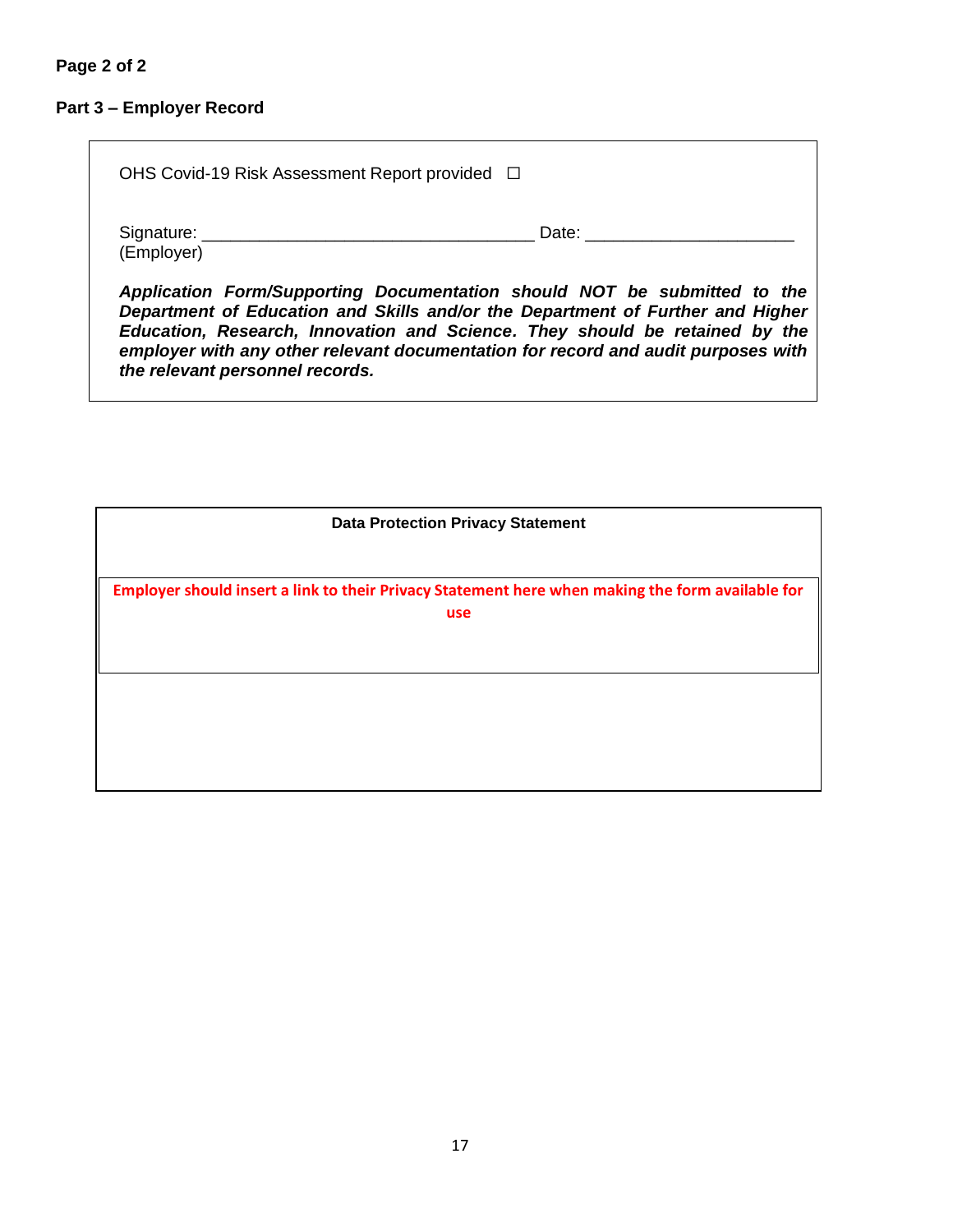Page 2 of 2

**Part 3 – Employer Record**

OHS Covid-19 Risk Assessment Report provided ☐

Signature: ___________________________________ Date: ______________________
(Employer)

***Application Form/Supporting Documentation should NOT be submitted to the Department of Education and Skills and/or the Department of Further and Higher Education, Research, Innovation and Science. They should be retained by the employer with any other relevant documentation for record and audit purposes with the relevant personnel records.***

**Data Protection Privacy Statement**

**Employer should insert a link to their Privacy Statement here when making the form available for use**